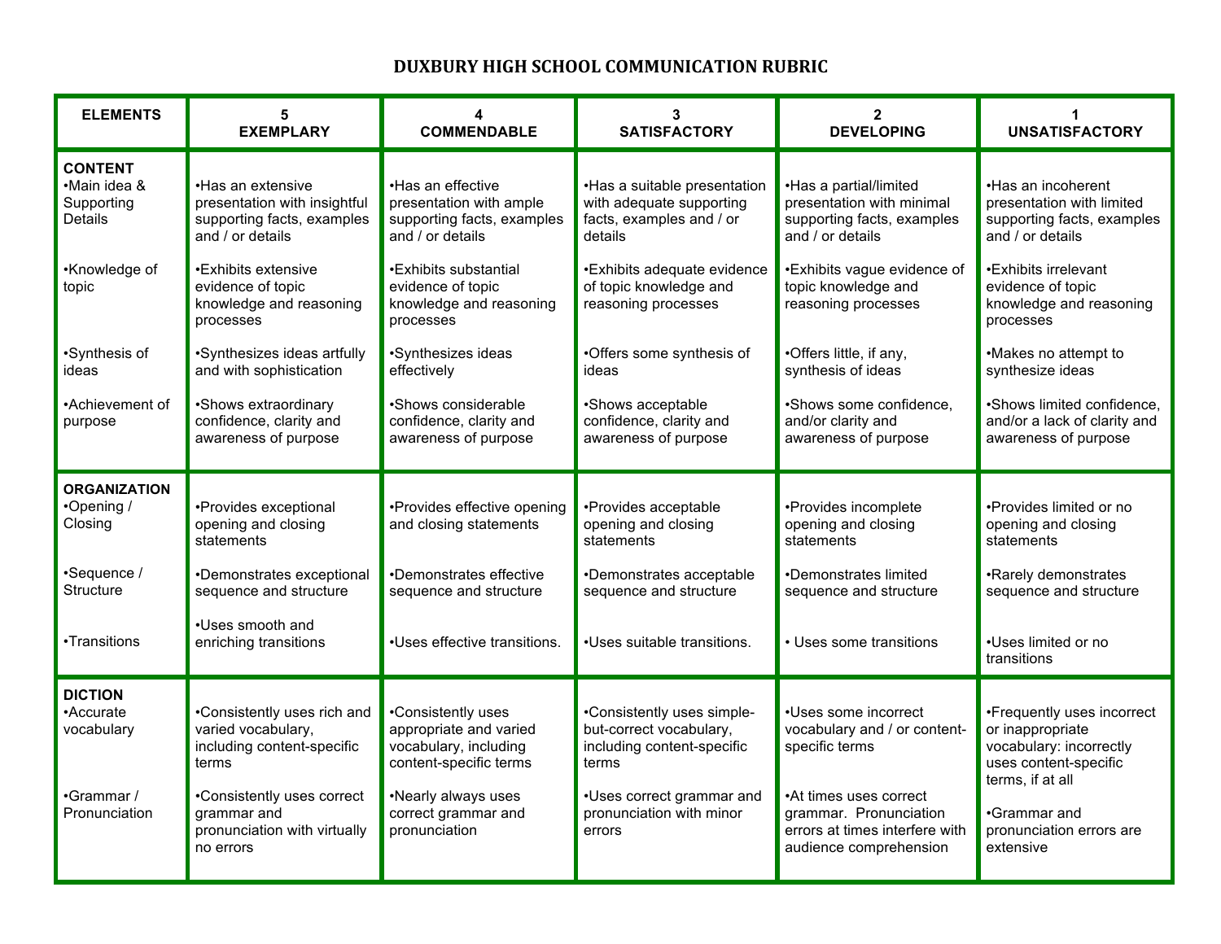# DUXBURY HIGH SCHOOL COMMUNICATION RUBRIC

| ELEMENTS | 5 EXEMPLARY | 4 COMMENDABLE | 3 SATISFACTORY | 2 DEVELOPING | 1 UNSATISFACTORY |
|---|---|---|---|---|---|
| **CONTENT** •Main idea & Supporting Details | •Has an extensive presentation with insightful supporting facts, examples and / or details | •Has an effective presentation with ample supporting facts, examples and / or details | •Has a suitable presentation with adequate supporting facts, examples and / or details | •Has a partial/limited presentation with minimal supporting facts, examples and / or details | •Has an incoherent presentation with limited supporting facts, examples and / or details |
| •Knowledge of topic | •Exhibits extensive evidence of topic knowledge and reasoning processes | •Exhibits substantial evidence of topic knowledge and reasoning processes | •Exhibits adequate evidence of topic knowledge and reasoning processes | •Exhibits vague evidence of topic knowledge and reasoning processes | •Exhibits irrelevant evidence of topic knowledge and reasoning processes |
| •Synthesis of ideas | •Synthesizes ideas artfully and with sophistication | •Synthesizes ideas effectively | •Offers some synthesis of ideas | •Offers little, if any, synthesis of ideas | •Makes no attempt to synthesize ideas |
| •Achievement of purpose | •Shows extraordinary confidence, clarity and awareness of purpose | •Shows considerable confidence, clarity and awareness of purpose | •Shows acceptable confidence, clarity and awareness of purpose | •Shows some confidence, and/or clarity and awareness of purpose | •Shows limited confidence, and/or a lack of clarity and awareness of purpose |
| **ORGANIZATION** •Opening / Closing | •Provides exceptional opening and closing statements | •Provides effective opening and closing statements | •Provides acceptable opening and closing statements | •Provides incomplete opening and closing statements | •Provides limited or no opening and closing statements |
| •Sequence / Structure | •Demonstrates exceptional sequence and structure | •Demonstrates effective sequence and structure | •Demonstrates acceptable sequence and structure | •Demonstrates limited sequence and structure | •Rarely demonstrates sequence and structure |
| •Transitions | •Uses smooth and enriching transitions | •Uses effective transitions. | •Uses suitable transitions. | • Uses some transitions | •Uses limited or no transitions |
| **DICTION** •Accurate vocabulary | •Consistently uses rich and varied vocabulary, including content-specific terms | •Consistently uses appropriate and varied vocabulary, including content-specific terms | •Consistently uses simple-but-correct vocabulary, including content-specific terms | •Uses some incorrect vocabulary and / or content-specific terms | •Frequently uses incorrect or inappropriate vocabulary: incorrectly uses content-specific terms, if at all |
| •Grammar / Pronunciation | •Consistently uses correct grammar and pronunciation with virtually no errors | •Nearly always uses correct grammar and pronunciation | •Uses correct grammar and pronunciation with minor errors | •At times uses correct grammar. Pronunciation errors at times interfere with audience comprehension | •Grammar and pronunciation errors are extensive |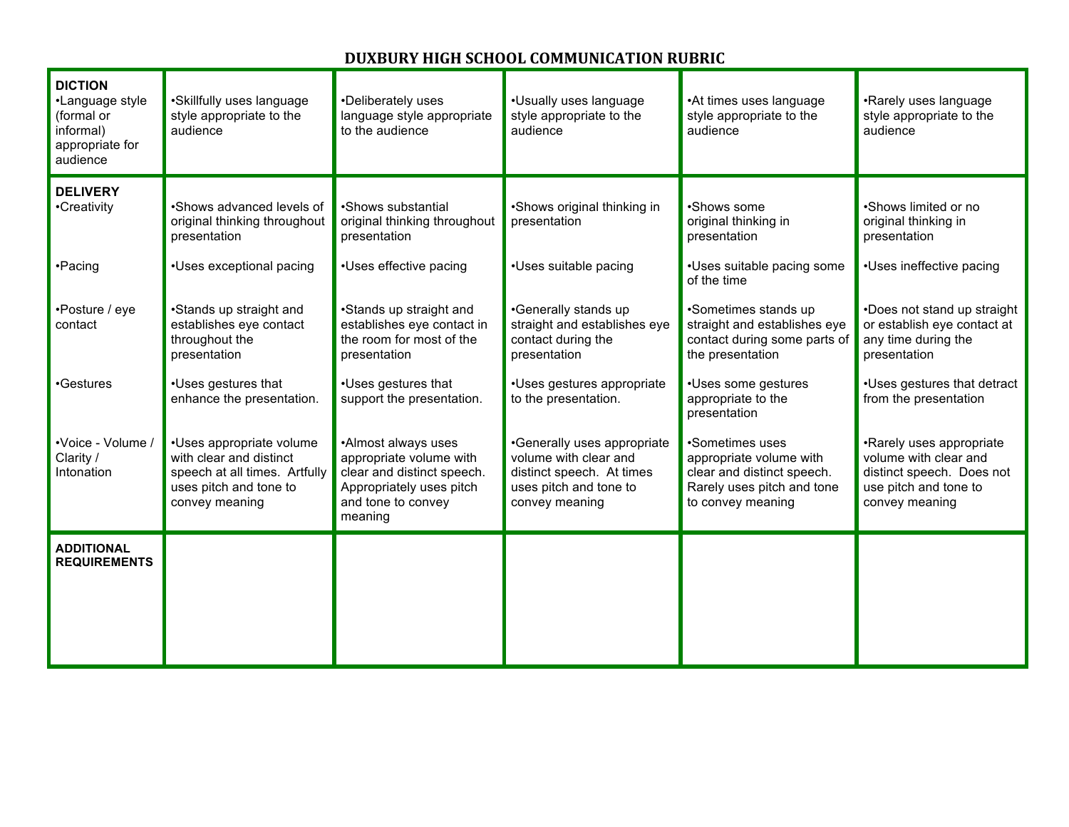## DUXBURY HIGH SCHOOL COMMUNICATION RUBRIC

| | | | | | |
|---|---|---|---|---|---|
| **DICTION**<br>•Language style (formal or informal) appropriate for audience | •Skillfully uses language style appropriate to the audience | •Deliberately uses language style appropriate to the audience | •Usually uses language style appropriate to the audience | •At times uses language style appropriate to the audience | •Rarely uses language style appropriate to the audience |
| **DELIVERY**<br>•Creativity | •Shows advanced levels of original thinking throughout presentation | •Shows substantial original thinking throughout presentation | •Shows original thinking in presentation | •Shows some original thinking in presentation | •Shows limited or no original thinking in presentation |
| •Pacing | •Uses exceptional pacing | •Uses effective pacing | •Uses suitable pacing | •Uses suitable pacing some of the time | •Uses ineffective pacing |
| •Posture / eye contact | •Stands up straight and establishes eye contact throughout the presentation | •Stands up straight and establishes eye contact in the room for most of the presentation | •Generally stands up straight and establishes eye contact during the presentation | •Sometimes stands up straight and establishes eye contact during some parts of the presentation | •Does not stand up straight or establish eye contact at any time during the presentation |
| •Gestures | •Uses gestures that enhance the presentation. | •Uses gestures that support the presentation. | •Uses gestures appropriate to the presentation. | •Uses some gestures appropriate to the presentation | •Uses gestures that detract from the presentation |
| •Voice - Volume / Clarity / Intonation | •Uses appropriate volume with clear and distinct speech at all times. Artfully uses pitch and tone to convey meaning | •Almost always uses appropriate volume with clear and distinct speech. Appropriately uses pitch and tone to convey meaning | •Generally uses appropriate volume with clear and distinct speech. At times uses pitch and tone to convey meaning | •Sometimes uses appropriate volume with clear and distinct speech. Rarely uses pitch and tone to convey meaning | •Rarely uses appropriate volume with clear and distinct speech. Does not use pitch and tone to convey meaning |
| **ADDITIONAL REQUIREMENTS** | | | | | |